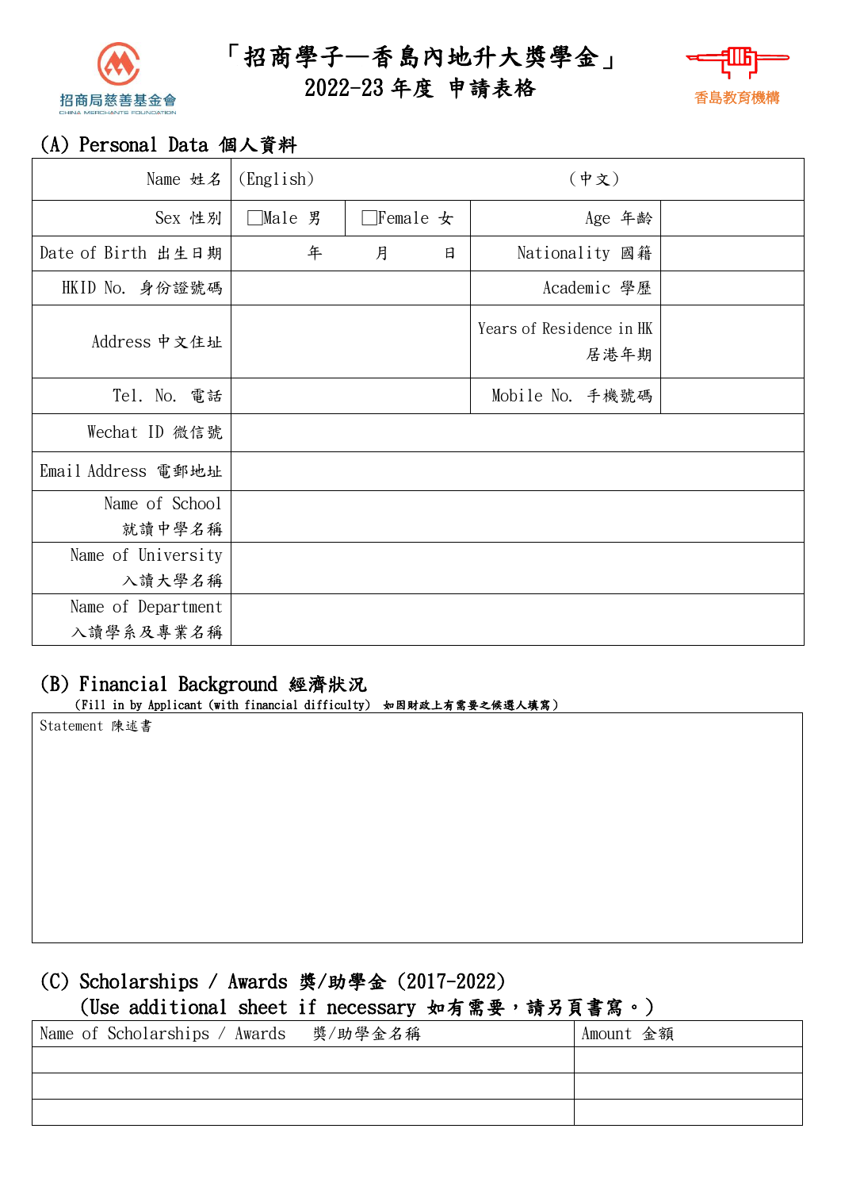招商局慈善基金會
CHINA MERCHANTS FOUNDATION

# 「招商學子—香島內地升大獎學金」
# 2022-23 年度 申請表格

香島教育機構

## (A) Personal Data 個人資料

| Name 姓名 | (English) | | (中文) | |
|---|---|---|---|---|
| Sex 性別 | ☐Male 男 | ☐Female 女 | Age 年齡 | |
| Date of Birth 出生日期 | 年 月 日 | | Nationality 國籍 | |
| HKID No. 身份證號碼 | | | Academic 學歷 | |
| Address 中文住址 | | | Years of Residence in HK 居港年期 | |
| Tel. No. 電話 | | | Mobile No. 手機號碼 | |
| Wechat ID 微信號 | | | | |
| Email Address 電郵地址 | | | | |
| Name of School 就讀中學名稱 | | | | |
| Name of University 入讀大學名稱 | | | | |
| Name of Department 入讀學系及專業名稱 | | | | |

## (B) Financial Background 經濟狀況

(Fill in by Applicant (with financial difficulty) 如因財政上有需要之候選人填寫)

| Statement 陳述書 |
|---|
| |

## (C) Scholarships / Awards 獎/助學金 (2017-2022)

(Use additional sheet if necessary 如有需要，請另頁書寫。)

| Name of Scholarships / Awards 獎/助學金名稱 | Amount 金額 |
|---|---|
| | |
| | |
| | |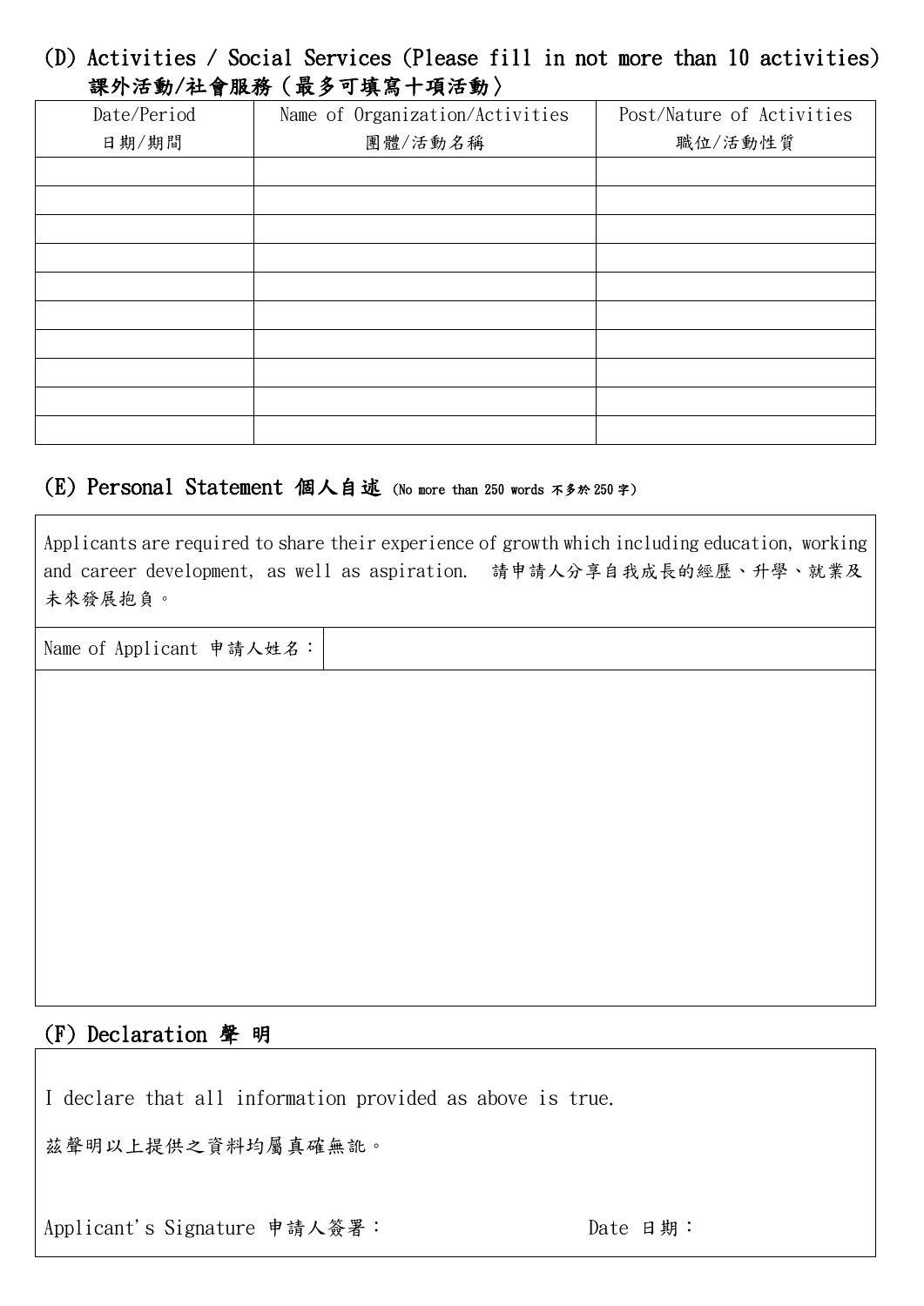## (D) Activities / Social Services (Please fill in not more than 10 activities) 課外活動/社會服務（最多可填寫十項活動〉

| Date/Period 日期/期間 | Name of Organization/Activities 團體/活動名稱 | Post/Nature of Activities 職位/活動性質 |
|---|---|---|
| | | |
| | | |
| | | |
| | | |
| | | |
| | | |
| | | |
| | | |
| | | |
| | | |

## (E) Personal Statement 個人自述 (No more than 250 words 不多於 250 字)

Applicants are required to share their experience of growth which including education, working and career development, as well as aspiration. 請申請人分享自我成長的經歷、升學、就業及未來發展抱負。

| Name of Applicant 申請人姓名： | |
|---|---|

## (F) Declaration 聲 明

I declare that all information provided as above is true.

茲聲明以上提供之資料均屬真確無訛。

Applicant's Signature 申請人簽署： Date 日期：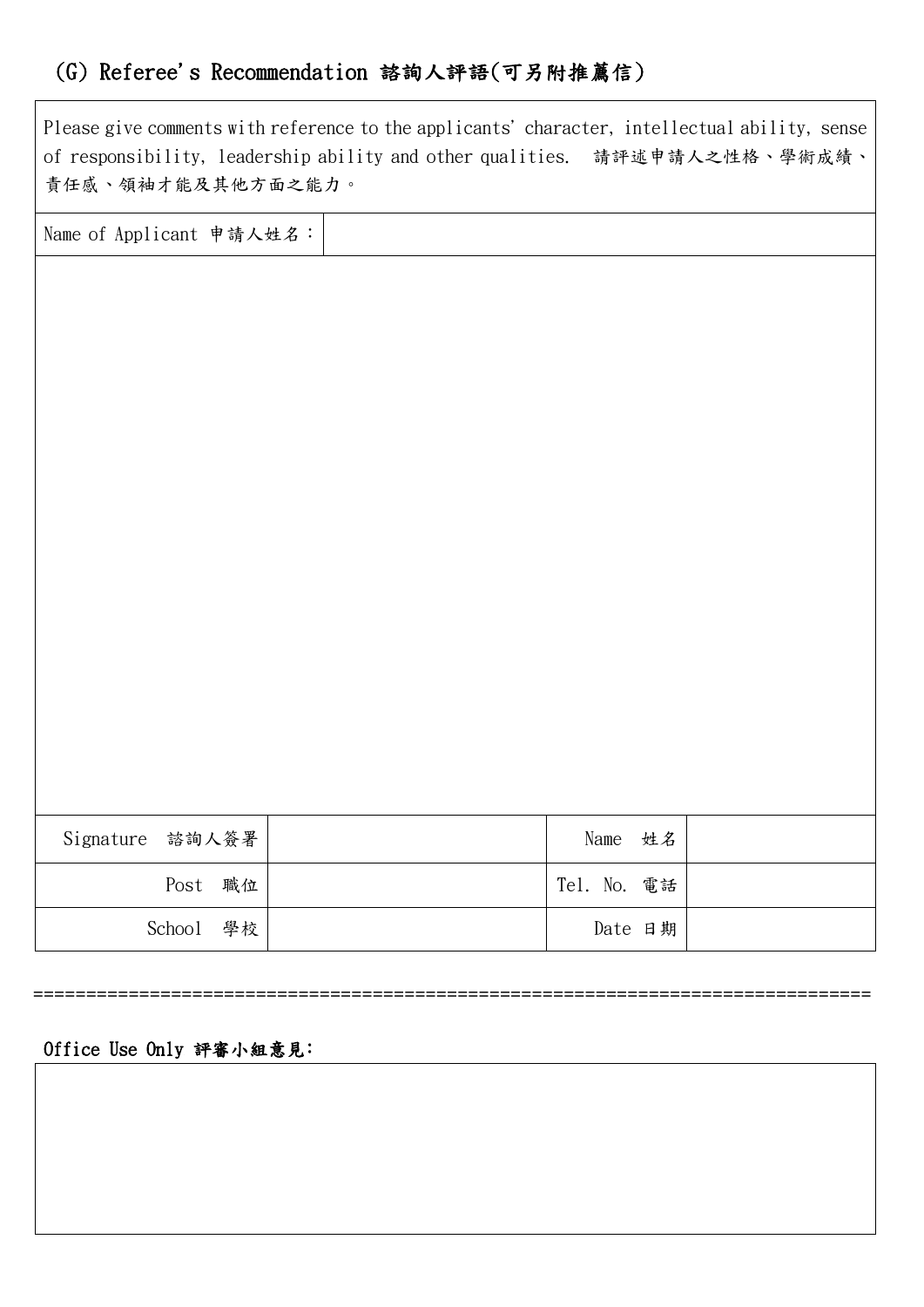## (G) Referee's Recommendation 諮詢人評語(可另附推薦信)

Please give comments with reference to the applicants' character, intellectual ability, sense of responsibility, leadership ability and other qualities. 請評述申請人之性格、學術成績、責任感、領袖才能及其他方面之能力。

| | |
|---|---|
| Name of Applicant 申請人姓名： | |

| | | | |
|---|---|---|---|
| Signature 諮詢人簽署 | | Name 姓名 | |
| Post 職位 | | Tel. No. 電話 | |
| School 學校 | | Date 日期 | |

================================================================================

**Office Use Only 評審小組意見：**